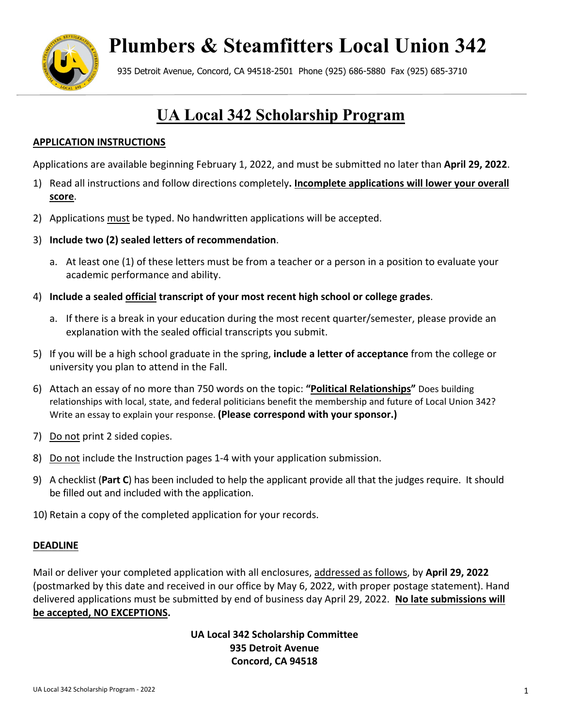# Plumbers & Steamfitters Local Union 342

935 Detroit Avenue, Concord, CA 94518-2501 Phone (925) 686-5880 Fax (925) 685-3710

## UA Local 342 Scholarship Program

### APPLICATION INSTRUCTIONS

Applications are available beginning February 1, 2022, and must be submitted no later than **April 29, 2022**.

1) Read all instructions and follow directions completely**. Incomplete applications will lower your overall score**.
2) Applications must be typed. No handwritten applications will be accepted.
3) **Include two (2) sealed letters of recommendation**.
   a. At least one (1) of these letters must be from a teacher or a person in a position to evaluate your academic performance and ability.
4) **Include a sealed official transcript of your most recent high school or college grades**.
   a. If there is a break in your education during the most recent quarter/semester, please provide an explanation with the sealed official transcripts you submit.
5) If you will be a high school graduate in the spring, **include a letter of acceptance** from the college or university you plan to attend in the Fall.
6) Attach an essay of no more than 750 words on the topic: **"Political Relationships"** Does building relationships with local, state, and federal politicians benefit the membership and future of Local Union 342? Write an essay to explain your response. **(Please correspond with your sponsor.)**
7) Do not print 2 sided copies.
8) Do not include the Instruction pages 1-4 with your application submission.
9) A checklist (**Part C**) has been included to help the applicant provide all that the judges require. It should be filled out and included with the application.
10) Retain a copy of the completed application for your records.

### DEADLINE

Mail or deliver your completed application with all enclosures, addressed as follows, by **April 29, 2022** (postmarked by this date and received in our office by May 6, 2022, with proper postage statement). Hand delivered applications must be submitted by end of business day April 29, 2022. **No late submissions will be accepted, NO EXCEPTIONS.**

**UA Local 342 Scholarship Committee**
**935 Detroit Avenue**
**Concord, CA 94518**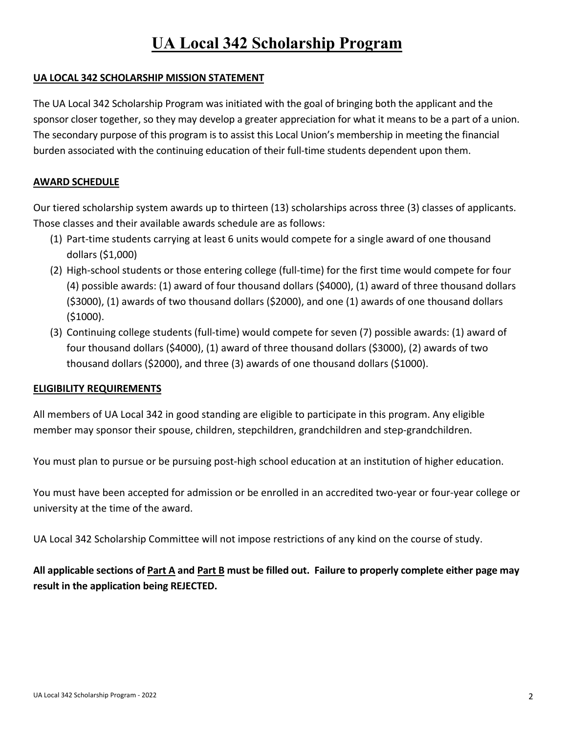# UA Local 342 Scholarship Program

**UA LOCAL 342 SCHOLARSHIP MISSION STATEMENT**

The UA Local 342 Scholarship Program was initiated with the goal of bringing both the applicant and the sponsor closer together, so they may develop a greater appreciation for what it means to be a part of a union. The secondary purpose of this program is to assist this Local Union's membership in meeting the financial burden associated with the continuing education of their full-time students dependent upon them.

**AWARD SCHEDULE**

Our tiered scholarship system awards up to thirteen (13) scholarships across three (3) classes of applicants. Those classes and their available awards schedule are as follows:

(1) Part-time students carrying at least 6 units would compete for a single award of one thousand dollars ($1,000)

(2) High-school students or those entering college (full-time) for the first time would compete for four (4) possible awards: (1) award of four thousand dollars ($4000), (1) award of three thousand dollars ($3000), (1) awards of two thousand dollars ($2000), and one (1) awards of one thousand dollars ($1000).

(3) Continuing college students (full-time) would compete for seven (7) possible awards: (1) award of four thousand dollars ($4000), (1) award of three thousand dollars ($3000), (2) awards of two thousand dollars ($2000), and three (3) awards of one thousand dollars ($1000).

**ELIGIBILITY REQUIREMENTS**

All members of UA Local 342 in good standing are eligible to participate in this program. Any eligible member may sponsor their spouse, children, stepchildren, grandchildren and step-grandchildren.

You must plan to pursue or be pursuing post-high school education at an institution of higher education.

You must have been accepted for admission or be enrolled in an accredited two-year or four-year college or university at the time of the award.

UA Local 342 Scholarship Committee will not impose restrictions of any kind on the course of study.

**All applicable sections of Part A and Part B must be filled out. Failure to properly complete either page may result in the application being REJECTED.**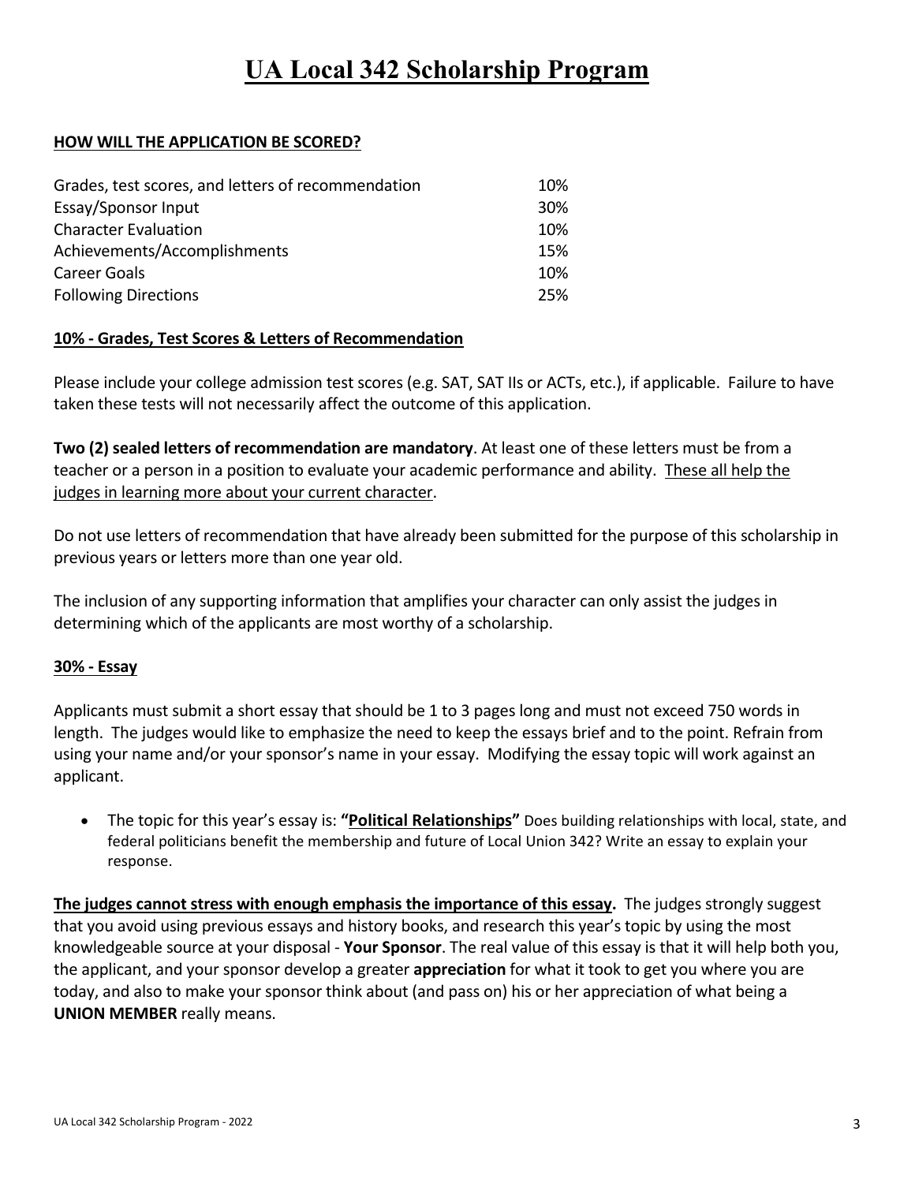# UA Local 342 Scholarship Program

**HOW WILL THE APPLICATION BE SCORED?**

| | |
|---|---|
| Grades, test scores, and letters of recommendation | 10% |
| Essay/Sponsor Input | 30% |
| Character Evaluation | 10% |
| Achievements/Accomplishments | 15% |
| Career Goals | 10% |
| Following Directions | 25% |

**10% - Grades, Test Scores & Letters of Recommendation**

Please include your college admission test scores (e.g. SAT, SAT IIs or ACTs, etc.), if applicable. Failure to have taken these tests will not necessarily affect the outcome of this application.

**Two (2) sealed letters of recommendation are mandatory**. At least one of these letters must be from a teacher or a person in a position to evaluate your academic performance and ability. These all help the judges in learning more about your current character.

Do not use letters of recommendation that have already been submitted for the purpose of this scholarship in previous years or letters more than one year old.

The inclusion of any supporting information that amplifies your character can only assist the judges in determining which of the applicants are most worthy of a scholarship.

**30% - Essay**

Applicants must submit a short essay that should be 1 to 3 pages long and must not exceed 750 words in length. The judges would like to emphasize the need to keep the essays brief and to the point. Refrain from using your name and/or your sponsor's name in your essay. Modifying the essay topic will work against an applicant.

- The topic for this year's essay is: **"Political Relationships"** Does building relationships with local, state, and federal politicians benefit the membership and future of Local Union 342? Write an essay to explain your response.

**The judges cannot stress with enough emphasis the importance of this essay.** The judges strongly suggest that you avoid using previous essays and history books, and research this year's topic by using the most knowledgeable source at your disposal - **Your Sponsor**. The real value of this essay is that it will help both you, the applicant, and your sponsor develop a greater **appreciation** for what it took to get you where you are today, and also to make your sponsor think about (and pass on) his or her appreciation of what being a **UNION MEMBER** really means.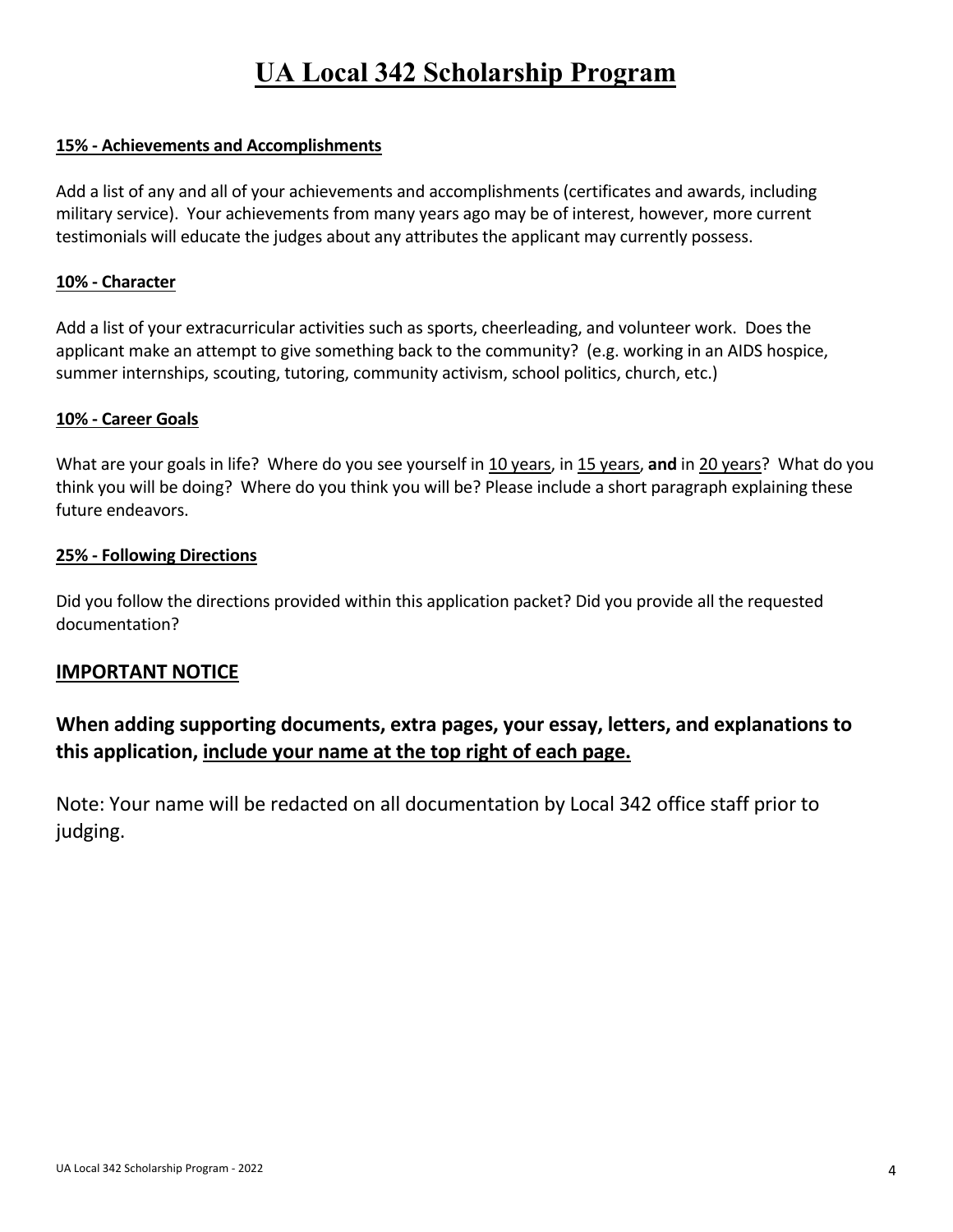# UA Local 342 Scholarship Program

**15% - Achievements and Accomplishments**

Add a list of any and all of your achievements and accomplishments (certificates and awards, including military service). Your achievements from many years ago may be of interest, however, more current testimonials will educate the judges about any attributes the applicant may currently possess.

**10% - Character**

Add a list of your extracurricular activities such as sports, cheerleading, and volunteer work. Does the applicant make an attempt to give something back to the community? (e.g. working in an AIDS hospice, summer internships, scouting, tutoring, community activism, school politics, church, etc.)

**10% - Career Goals**

What are your goals in life? Where do you see yourself in 10 years, in 15 years, **and** in 20 years? What do you think you will be doing? Where do you think you will be? Please include a short paragraph explaining these future endeavors.

**25% - Following Directions**

Did you follow the directions provided within this application packet? Did you provide all the requested documentation?

## IMPORTANT NOTICE

**When adding supporting documents, extra pages, your essay, letters, and explanations to this application, include your name at the top right of each page.**

Note: Your name will be redacted on all documentation by Local 342 office staff prior to judging.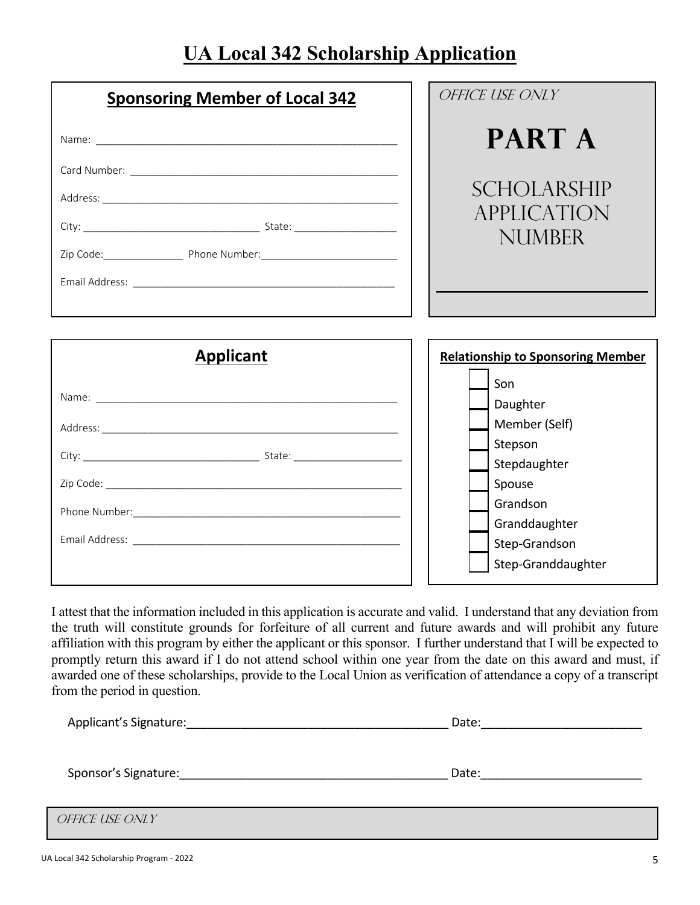# UA Local 342 Scholarship Application

## Sponsoring Member of Local 342

Name: ___________________________________________________

Card Number: _____________________________________________

Address: _________________________________________________

City: ______________________________ State: _________________

Zip Code: ______________ Phone Number: _______________________

Email Address: ____________________________________________

*OFFICE USE ONLY*

**PART A**

SCHOLARSHIP APPLICATION NUMBER

___________________________

## Applicant

Name: ___________________________________________________

Address: _________________________________________________

City: ______________________________ State: ___________________

Zip Code: _________________________________________________

Phone Number: _____________________________________________

Email Address: _____________________________________________

**Relationship to Sponsoring Member**

- [ ] Son
- [ ] Daughter
- [ ] Member (Self)
- [ ] Stepson
- [ ] Stepdaughter
- [ ] Spouse
- [ ] Grandson
- [ ] Granddaughter
- [ ] Step-Grandson
- [ ] Step-Granddaughter

I attest that the information included in this application is accurate and valid. I understand that any deviation from the truth will constitute grounds for forfeiture of all current and future awards and will prohibit any future affiliation with this program by either the applicant or this sponsor. I further understand that I will be expected to promptly return this award if I do not attend school within one year from the date on this award and must, if awarded one of these scholarships, provide to the Local Union as verification of attendance a copy of a transcript from the period in question.

Applicant's Signature:_______________________________________ Date:_______________________

Sponsor's Signature:________________________________________ Date:_______________________

*OFFICE USE ONLY*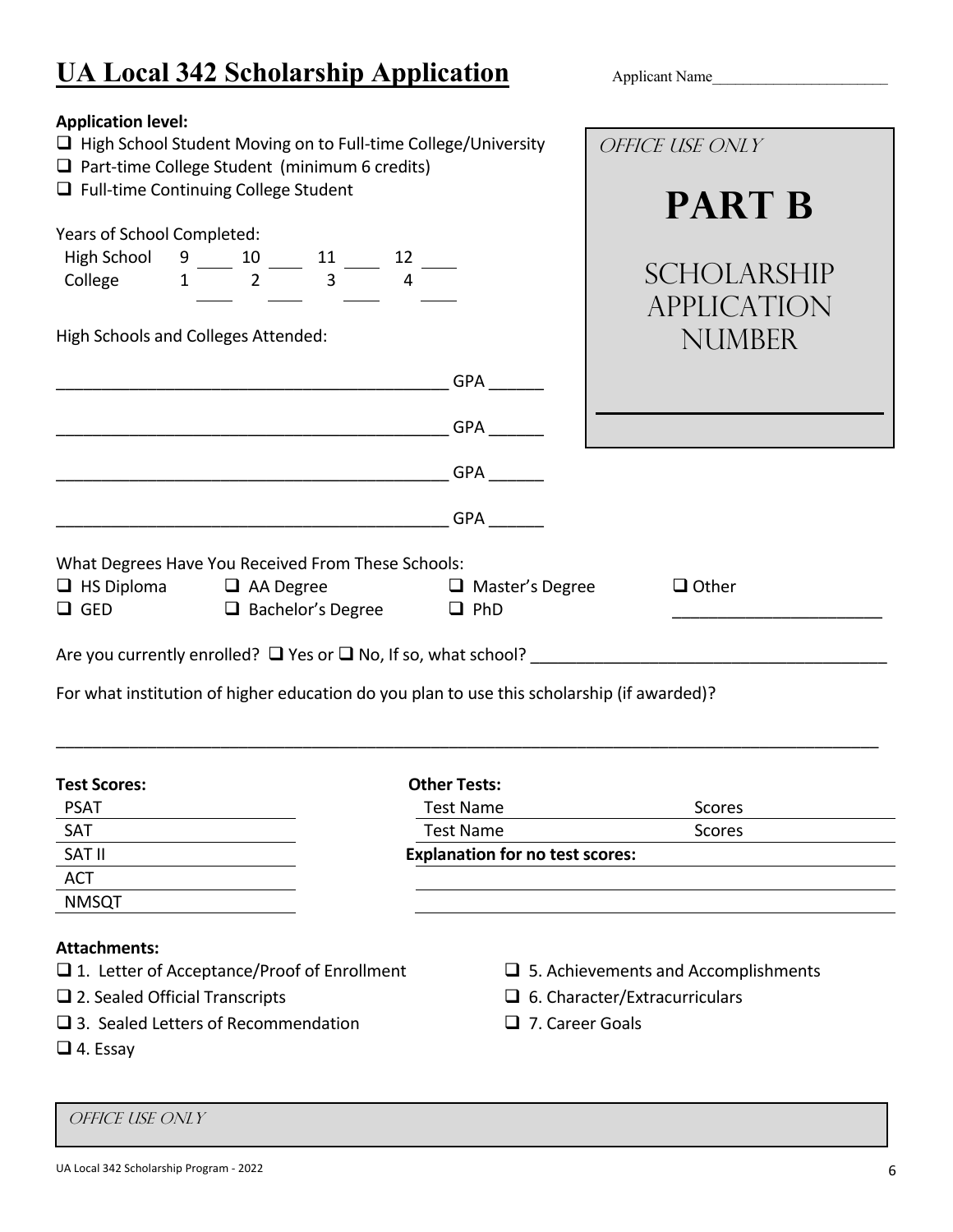# UA Local 342 Scholarship Application

Applicant Name______________________

**Application level:**

- ❑ High School Student Moving on to Full-time College/University
- ❑ Part-time College Student (minimum 6 credits)
- ❑ Full-time Continuing College Student

*OFFICE USE ONLY*

**PART B**

SCHOLARSHIP APPLICATION NUMBER

______________________

Years of School Completed:

High School 9 ____ 10 ____ 11 ____ 12 ____

College 1 ____ 2 ____ 3 ____ 4 ____

High Schools and Colleges Attended:

________________________________________ GPA ______

________________________________________ GPA ______

________________________________________ GPA ______

________________________________________ GPA ______

What Degrees Have You Received From These Schools:

- ❑ HS Diploma
- ❑ GED
- ❑ AA Degree
- ❑ Bachelor's Degree
- ❑ Master's Degree
- ❑ PhD
- ❑ Other ______________________

Are you currently enrolled? ❑ Yes or ❑ No, If so, what school? ____________________________________

For what institution of higher education do you plan to use this scholarship (if awarded)?

__________________________________________________________________________________

| **Test Scores:** | |
|---|---|
| PSAT | |
| SAT | |
| SAT II | |
| ACT | |
| NMSQT | |

| **Other Tests:** | |
|---|---|
| Test Name | Scores |
| Test Name | Scores |

**Explanation for no test scores:**

____________________________________________

____________________________________________

**Attachments:**

- ❑ 1. Letter of Acceptance/Proof of Enrollment
- ❑ 2. Sealed Official Transcripts
- ❑ 3. Sealed Letters of Recommendation
- ❑ 4. Essay
- ❑ 5. Achievements and Accomplishments
- ❑ 6. Character/Extracurriculars
- ❑ 7. Career Goals

*OFFICE USE ONLY*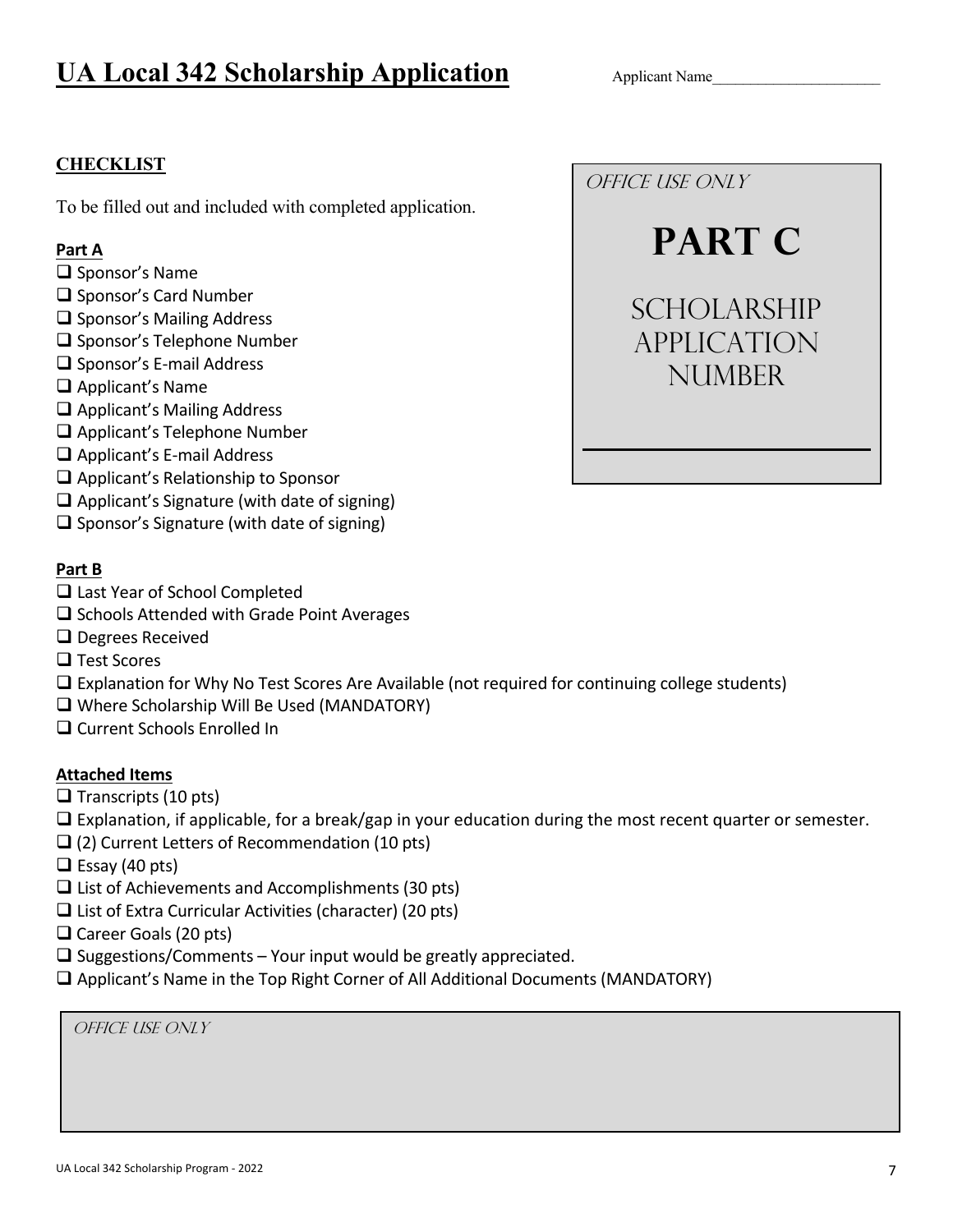# UA Local 342 Scholarship Application

Applicant Name______________________

**CHECKLIST**

To be filled out and included with completed application.

**Part A**

- ❑ Sponsor's Name
- ❑ Sponsor's Card Number
- ❑ Sponsor's Mailing Address
- ❑ Sponsor's Telephone Number
- ❑ Sponsor's E-mail Address
- ❑ Applicant's Name
- ❑ Applicant's Mailing Address
- ❑ Applicant's Telephone Number
- ❑ Applicant's E-mail Address
- ❑ Applicant's Relationship to Sponsor
- ❑ Applicant's Signature (with date of signing)
- ❑ Sponsor's Signature (with date of signing)

OFFICE USE ONLY

**PART C**

SCHOLARSHIP APPLICATION NUMBER

______________________

**Part B**

- ❑ Last Year of School Completed
- ❑ Schools Attended with Grade Point Averages
- ❑ Degrees Received
- ❑ Test Scores
- ❑ Explanation for Why No Test Scores Are Available (not required for continuing college students)
- ❑ Where Scholarship Will Be Used (MANDATORY)
- ❑ Current Schools Enrolled In

**Attached Items**

- ❑ Transcripts (10 pts)
- ❑ Explanation, if applicable, for a break/gap in your education during the most recent quarter or semester.
- ❑ (2) Current Letters of Recommendation (10 pts)
- ❑ Essay (40 pts)
- ❑ List of Achievements and Accomplishments (30 pts)
- ❑ List of Extra Curricular Activities (character) (20 pts)
- ❑ Career Goals (20 pts)
- ❑ Suggestions/Comments – Your input would be greatly appreciated.
- ❑ Applicant's Name in the Top Right Corner of All Additional Documents (MANDATORY)

OFFICE USE ONLY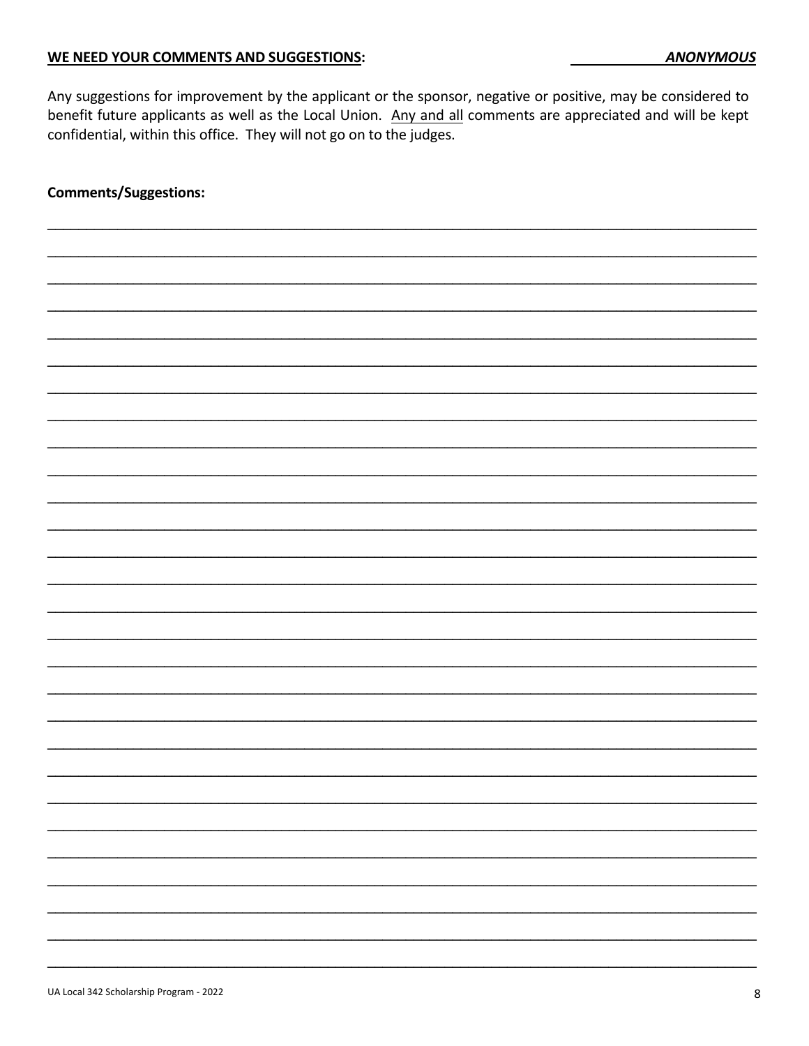**WE NEED YOUR COMMENTS AND SUGGESTIONS:** ***ANONYMOUS***

Any suggestions for improvement by the applicant or the sponsor, negative or positive, may be considered to benefit future applicants as well as the Local Union. Any and all comments are appreciated and will be kept confidential, within this office. They will not go on to the judges.

**Comments/Suggestions:**

_______________________________________________________________________________

_______________________________________________________________________________

_______________________________________________________________________________

_______________________________________________________________________________

_______________________________________________________________________________

_______________________________________________________________________________

_______________________________________________________________________________

_______________________________________________________________________________

_______________________________________________________________________________

_______________________________________________________________________________

_______________________________________________________________________________

_______________________________________________________________________________

_______________________________________________________________________________

_______________________________________________________________________________

_______________________________________________________________________________

_______________________________________________________________________________

_______________________________________________________________________________

_______________________________________________________________________________

_______________________________________________________________________________

_______________________________________________________________________________

_______________________________________________________________________________

_______________________________________________________________________________

_______________________________________________________________________________

_______________________________________________________________________________

_______________________________________________________________________________

_______________________________________________________________________________

_______________________________________________________________________________

_______________________________________________________________________________

UA Local 342 Scholarship Program - 2022